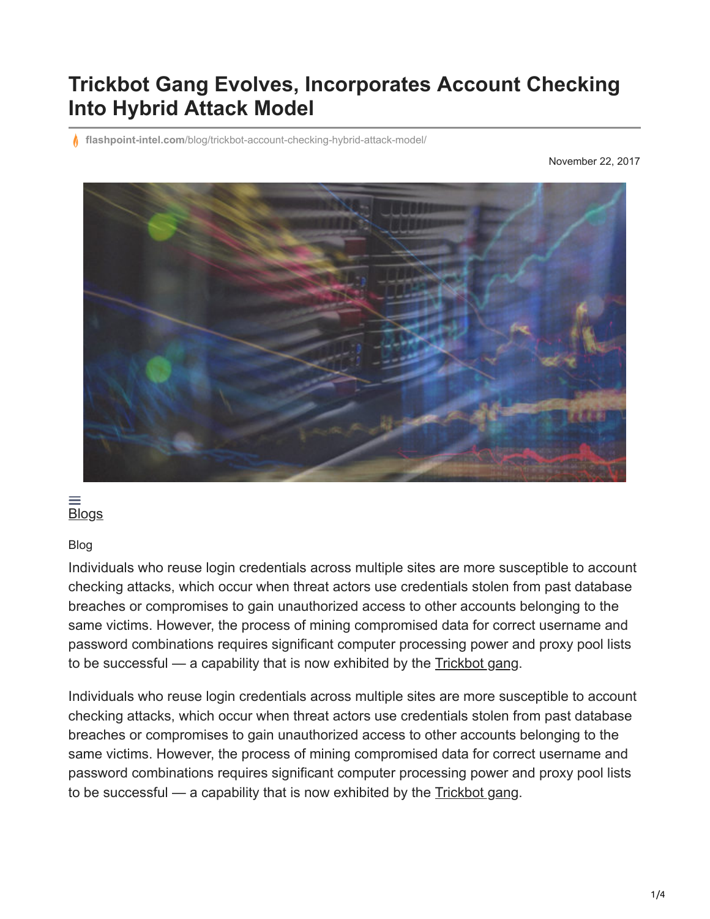# Trickbot Gang Evolves, Incorporates Account Checking Into Hybrid Attack Model

flashpoint-intel.com/blog/trickbot-account-checking-hybrid-attack-model/

November 22, 2017

Blogs

Blog

Individuals who reuse login credentials across multiple sites are more susceptible to account checking attacks, which occur when threat actors use credentials stolen from past database breaches or compromises to gain unauthorized access to other accounts belonging to the same victims. However, the process of mining compromised data for correct username and password combinations requires significant computer processing power and proxy pool lists to be successful — a capability that is now exhibited by the Trickbot gang.

Individuals who reuse login credentials across multiple sites are more susceptible to account checking attacks, which occur when threat actors use credentials stolen from past database breaches or compromises to gain unauthorized access to other accounts belonging to the same victims. However, the process of mining compromised data for correct username and password combinations requires significant computer processing power and proxy pool lists to be successful — a capability that is now exhibited by the Trickbot gang.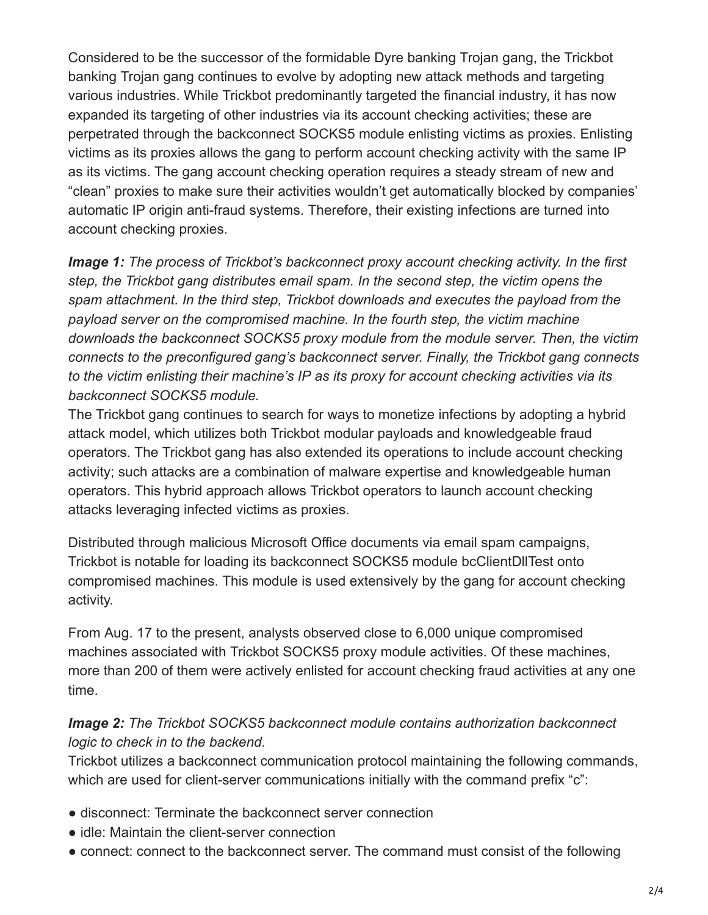Considered to be the successor of the formidable Dyre banking Trojan gang, the Trickbot banking Trojan gang continues to evolve by adopting new attack methods and targeting various industries. While Trickbot predominantly targeted the financial industry, it has now expanded its targeting of other industries via its account checking activities; these are perpetrated through the backconnect SOCKS5 module enlisting victims as proxies. Enlisting victims as its proxies allows the gang to perform account checking activity with the same IP as its victims. The gang account checking operation requires a steady stream of new and "clean" proxies to make sure their activities wouldn't get automatically blocked by companies' automatic IP origin anti-fraud systems. Therefore, their existing infections are turned into account checking proxies.

***Image 1:*** *The process of Trickbot's backconnect proxy account checking activity. In the first step, the Trickbot gang distributes email spam. In the second step, the victim opens the spam attachment. In the third step, Trickbot downloads and executes the payload from the payload server on the compromised machine. In the fourth step, the victim machine downloads the backconnect SOCKS5 proxy module from the module server. Then, the victim connects to the preconfigured gang's backconnect server. Finally, the Trickbot gang connects to the victim enlisting their machine's IP as its proxy for account checking activities via its backconnect SOCKS5 module.*

The Trickbot gang continues to search for ways to monetize infections by adopting a hybrid attack model, which utilizes both Trickbot modular payloads and knowledgeable fraud operators. The Trickbot gang has also extended its operations to include account checking activity; such attacks are a combination of malware expertise and knowledgeable human operators. This hybrid approach allows Trickbot operators to launch account checking attacks leveraging infected victims as proxies.

Distributed through malicious Microsoft Office documents via email spam campaigns, Trickbot is notable for loading its backconnect SOCKS5 module bcClientDllTest onto compromised machines. This module is used extensively by the gang for account checking activity.

From Aug. 17 to the present, analysts observed close to 6,000 unique compromised machines associated with Trickbot SOCKS5 proxy module activities. Of these machines, more than 200 of them were actively enlisted for account checking fraud activities at any one time.

***Image 2:*** *The Trickbot SOCKS5 backconnect module contains authorization backconnect logic to check in to the backend.*

Trickbot utilizes a backconnect communication protocol maintaining the following commands, which are used for client-server communications initially with the command prefix "c":

- disconnect: Terminate the backconnect server connection
- idle: Maintain the client-server connection
- connect: connect to the backconnect server. The command must consist of the following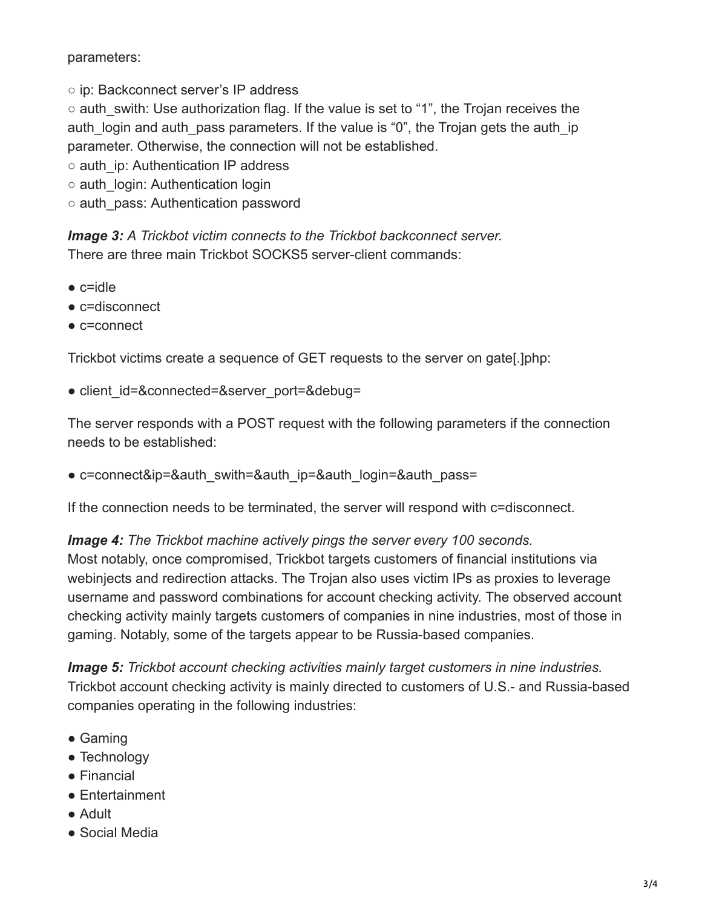parameters:

- ○ ip: Backconnect server's IP address
- ○ auth_swith: Use authorization flag. If the value is set to "1", the Trojan receives the auth_login and auth_pass parameters. If the value is "0", the Trojan gets the auth_ip parameter. Otherwise, the connection will not be established.
- ○ auth_ip: Authentication IP address
- ○ auth_login: Authentication login
- ○ auth_pass: Authentication password

***Image 3:*** *A Trickbot victim connects to the Trickbot backconnect server.*
There are three main Trickbot SOCKS5 server-client commands:

- c=idle
- c=disconnect
- c=connect

Trickbot victims create a sequence of GET requests to the server on gate[.]php:

- client_id=&connected=&server_port=&debug=

The server responds with a POST request with the following parameters if the connection needs to be established:

- c=connect&ip=&auth_swith=&auth_ip=&auth_login=&auth_pass=

If the connection needs to be terminated, the server will respond with c=disconnect.

***Image 4:*** *The Trickbot machine actively pings the server every 100 seconds.*
Most notably, once compromised, Trickbot targets customers of financial institutions via webinjects and redirection attacks. The Trojan also uses victim IPs as proxies to leverage username and password combinations for account checking activity. The observed account checking activity mainly targets customers of companies in nine industries, most of those in gaming. Notably, some of the targets appear to be Russia-based companies.

***Image 5:*** *Trickbot account checking activities mainly target customers in nine industries.*
Trickbot account checking activity is mainly directed to customers of U.S.- and Russia-based companies operating in the following industries:

- Gaming
- Technology
- Financial
- Entertainment
- Adult
- Social Media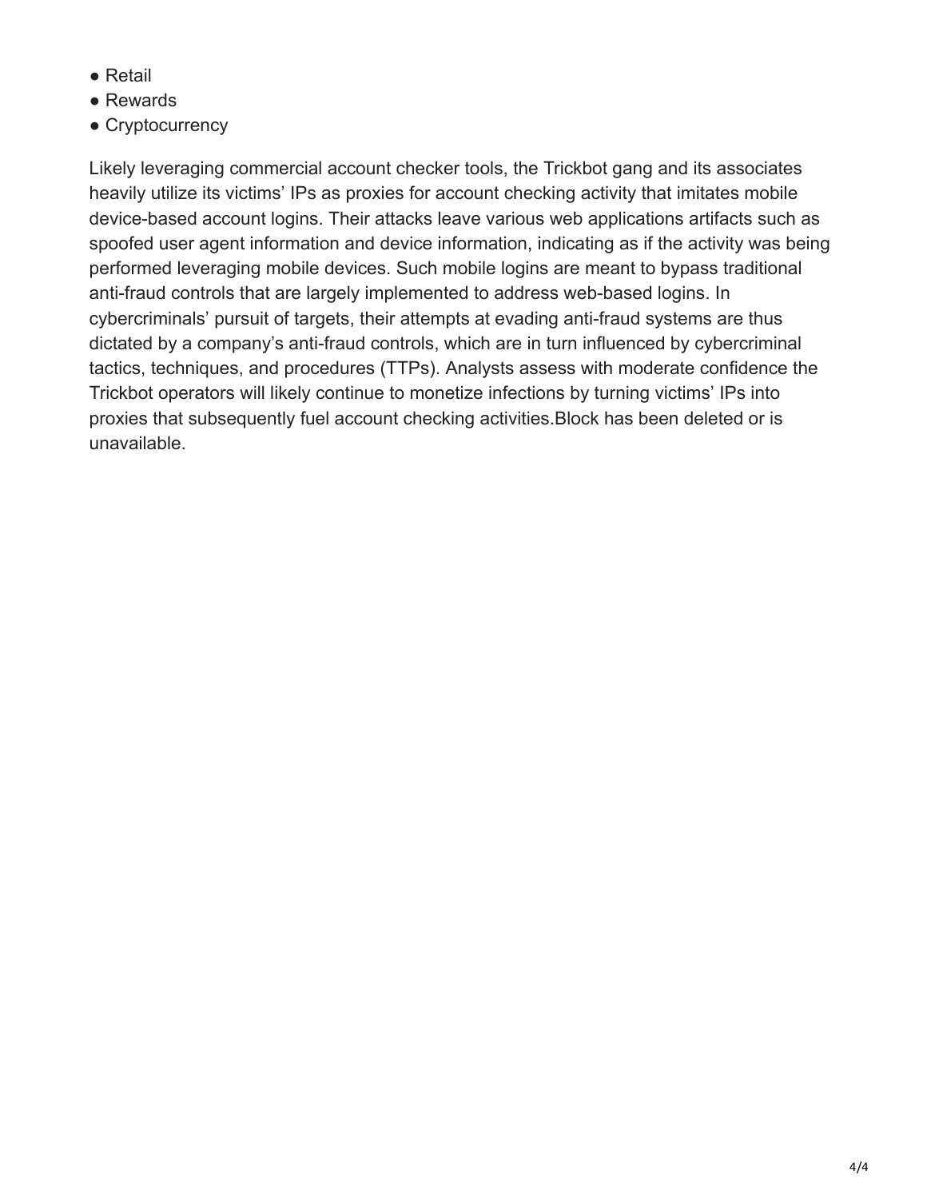- Retail
- Rewards
- Cryptocurrency

Likely leveraging commercial account checker tools, the Trickbot gang and its associates heavily utilize its victims' IPs as proxies for account checking activity that imitates mobile device-based account logins. Their attacks leave various web applications artifacts such as spoofed user agent information and device information, indicating as if the activity was being performed leveraging mobile devices. Such mobile logins are meant to bypass traditional anti-fraud controls that are largely implemented to address web-based logins. In cybercriminals' pursuit of targets, their attempts at evading anti-fraud systems are thus dictated by a company's anti-fraud controls, which are in turn influenced by cybercriminal tactics, techniques, and procedures (TTPs). Analysts assess with moderate confidence the Trickbot operators will likely continue to monetize infections by turning victims' IPs into proxies that subsequently fuel account checking activities.Block has been deleted or is unavailable.